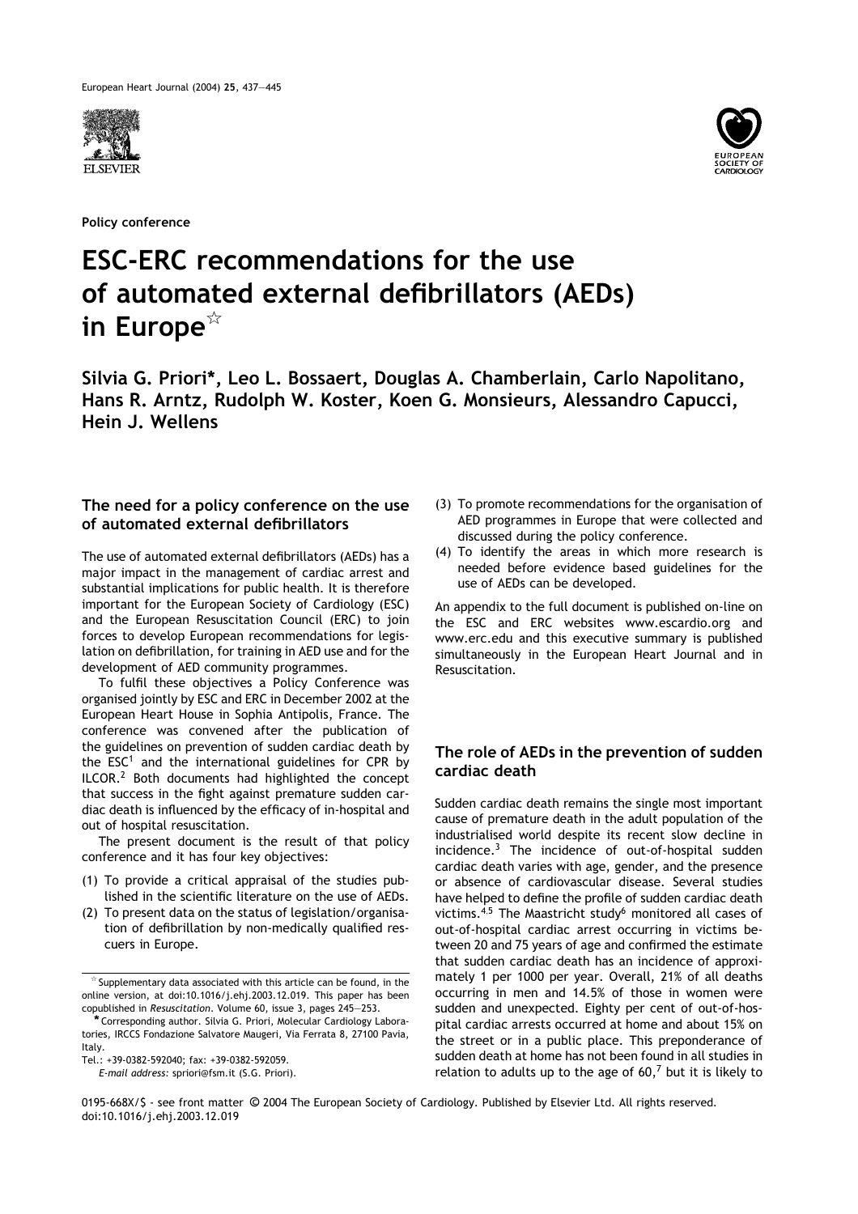Policy conference

# ESC-ERC recommendations for the use of automated external defibrillators (AEDs) in Europe☆

**Silvia G. Priori\*, Leo L. Bossaert, Douglas A. Chamberlain, Carlo Napolitano, Hans R. Arntz, Rudolph W. Koster, Koen G. Monsieurs, Alessandro Capucci, Hein J. Wellens**

## The need for a policy conference on the use of automated external defibrillators

The use of automated external defibrillators (AEDs) has a major impact in the management of cardiac arrest and substantial implications for public health. It is therefore important for the European Society of Cardiology (ESC) and the European Resuscitation Council (ERC) to join forces to develop European recommendations for legislation on defibrillation, for training in AED use and for the development of AED community programmes.

To fulfil these objectives a Policy Conference was organised jointly by ESC and ERC in December 2002 at the European Heart House in Sophia Antipolis, France. The conference was convened after the publication of the guidelines on prevention of sudden cardiac death by the ESC[1] and the international guidelines for CPR by ILCOR.[2] Both documents had highlighted the concept that success in the fight against premature sudden cardiac death is influenced by the efficacy of in-hospital and out of hospital resuscitation.

The present document is the result of that policy conference and it has four key objectives:

(1) To provide a critical appraisal of the studies published in the scientific literature on the use of AEDs.
(2) To present data on the status of legislation/organisation of defibrillation by non-medically qualified rescuers in Europe.
(3) To promote recommendations for the organisation of AED programmes in Europe that were collected and discussed during the policy conference.
(4) To identify the areas in which more research is needed before evidence based guidelines for the use of AEDs can be developed.

An appendix to the full document is published on-line on the ESC and ERC websites www.escardio.org and www.erc.edu and this executive summary is published simultaneously in the European Heart Journal and in Resuscitation.

## The role of AEDs in the prevention of sudden cardiac death

Sudden cardiac death remains the single most important cause of premature death in the adult population of the industrialised world despite its recent slow decline in incidence.[3] The incidence of out-of-hospital sudden cardiac death varies with age, gender, and the presence or absence of cardiovascular disease. Several studies have helped to define the profile of sudden cardiac death victims.[4,5] The Maastricht study[6] monitored all cases of out-of-hospital cardiac arrest occurring in victims between 20 and 75 years of age and confirmed the estimate that sudden cardiac death has an incidence of approximately 1 per 1000 per year. Overall, 21% of all deaths occurring in men and 14.5% of those in women were sudden and unexpected. Eighty per cent of out-of-hospital cardiac arrests occurred at home and about 15% on the street or in a public place. This preponderance of sudden death at home has not been found in all studies in relation to adults up to the age of 60,[7] but it is likely to

☆ Supplementary data associated with this article can be found, in the online version, at doi:10.1016/j.ehj.2003.12.019. This paper has been copublished in *Resuscitation*. Volume 60, issue 3, pages 245–253.

\* Corresponding author. Silvia G. Priori, Molecular Cardiology Laboratories, IRCCS Fondazione Salvatore Maugeri, Via Ferrata 8, 27100 Pavia, Italy.
Tel.: +39-0382-592040; fax: +39-0382-592059.
*E-mail address:* spriori@fsm.it (S.G. Priori).

0195-668X/$ - see front matter © 2004 The European Society of Cardiology. Published by Elsevier Ltd. All rights reserved.
doi:10.1016/j.ehj.2003.12.019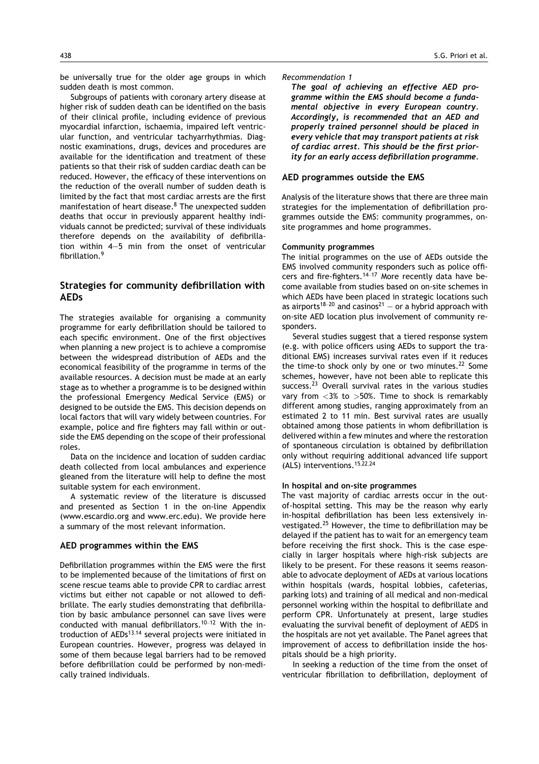be universally true for the older age groups in which sudden death is most common.

Subgroups of patients with coronary artery disease at higher risk of sudden death can be identified on the basis of their clinical profile, including evidence of previous myocardial infarction, ischaemia, impaired left ventricular function, and ventricular tachyarrhythmias. Diagnostic examinations, drugs, devices and procedures are available for the identification and treatment of these patients so that their risk of sudden cardiac death can be reduced. However, the efficacy of these interventions on the reduction of the overall number of sudden death is limited by the fact that most cardiac arrests are the first manifestation of heart disease.[8] The unexpected sudden deaths that occur in previously apparent healthy individuals cannot be predicted; survival of these individuals therefore depends on the availability of defibrillation within 4—5 min from the onset of ventricular fibrillation.[9]

## Strategies for community defibrillation with AEDs

The strategies available for organising a community programme for early defibrillation should be tailored to each specific environment. One of the first objectives when planning a new project is to achieve a compromise between the widespread distribution of AEDs and the economical feasibility of the programme in terms of the available resources. A decision must be made at an early stage as to whether a programme is to be designed within the professional Emergency Medical Service (EMS) or designed to be outside the EMS. This decision depends on local factors that will vary widely between countries. For example, police and fire fighters may fall within or outside the EMS depending on the scope of their professional roles.

Data on the incidence and location of sudden cardiac death collected from local ambulances and experience gleaned from the literature will help to define the most suitable system for each environment.

A systematic review of the literature is discussed and presented as Section 1 in the on-line Appendix (www.escardio.org and www.erc.edu). We provide here a summary of the most relevant information.

### AED programmes within the EMS

Defibrillation programmes within the EMS were the first to be implemented because of the limitations of first on scene rescue teams able to provide CPR to cardiac arrest victims but either not capable or not allowed to defibrillate. The early studies demonstrating that defibrillation by basic ambulance personnel can save lives were conducted with manual defibrillators.[10–12] With the introduction of AEDs[13,14] several projects were initiated in European countries. However, progress was delayed in some of them because legal barriers had to be removed before defibrillation could be performed by non-medically trained individuals.

*Recommendation 1*

***The goal of achieving an effective AED programme within the EMS should become a fundamental objective in every European country. Accordingly, is recommended that an AED and properly trained personnel should be placed in every vehicle that may transport patients at risk of cardiac arrest. This should be the first priority for an early access defibrillation programme.***

### AED programmes outside the EMS

Analysis of the literature shows that there are three main strategies for the implementation of defibrillation programmes outside the EMS: community programmes, on-site programmes and home programmes.

#### Community programmes

The initial programmes on the use of AEDs outside the EMS involved community responders such as police officers and fire-fighters.[14–17] More recently data have become available from studies based on on-site schemes in which AEDs have been placed in strategic locations such as airports[18–20] and casinos[21] — or a hybrid approach with on-site AED location plus involvement of community responders.

Several studies suggest that a tiered response system (e.g. with police officers using AEDs to support the traditional EMS) increases survival rates even if it reduces the time-to shock only by one or two minutes.[22] Some schemes, however, have not been able to replicate this success.[23] Overall survival rates in the various studies vary from <3% to >50%. Time to shock is remarkably different among studies, ranging approximately from an estimated 2 to 11 min. Best survival rates are usually obtained among those patients in whom defibrillation is delivered within a few minutes and where the restoration of spontaneous circulation is obtained by defibrillation only without requiring additional advanced life support (ALS) interventions.[15,22,24]

#### In hospital and on-site programmes

The vast majority of cardiac arrests occur in the out-of-hospital setting. This may be the reason why early in-hospital defibrillation has been less extensively investigated.[25] However, the time to defibrillation may be delayed if the patient has to wait for an emergency team before receiving the first shock. This is the case especially in larger hospitals where high-risk subjects are likely to be present. For these reasons it seems reasonable to advocate deployment of AEDs at various locations within hospitals (wards, hospital lobbies, cafeterias, parking lots) and training of all medical and non-medical personnel working within the hospital to defibrillate and perform CPR. Unfortunately at present, large studies evaluating the survival benefit of deployment of AEDS in the hospitals are not yet available. The Panel agrees that improvement of access to defibrillation inside the hospitals should be a high priority.

In seeking a reduction of the time from the onset of ventricular fibrillation to defibrillation, deployment of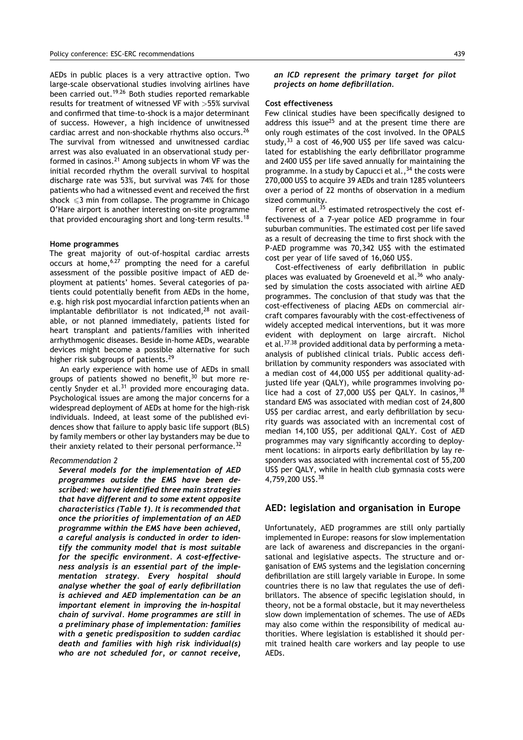AEDs in public places is a very attractive option. Two large-scale observational studies involving airlines have been carried out.[19,26] Both studies reported remarkable results for treatment of witnessed VF with >55% survival and confirmed that time-to-shock is a major determinant of success. However, a high incidence of unwitnessed cardiac arrest and non-shockable rhythms also occurs.[26] The survival from witnessed and unwitnessed cardiac arrest was also evaluated in an observational study performed in casinos.[21] Among subjects in whom VF was the initial recorded rhythm the overall survival to hospital discharge rate was 53%, but survival was 74% for those patients who had a witnessed event and received the first shock $\leqslant$3 min from collapse. The programme in Chicago O'Hare airport is another interesting on-site programme that provided encouraging short and long-term results.[18]

#### Home programmes

The great majority of out-of-hospital cardiac arrests occurs at home,[6,27] prompting the need for a careful assessment of the possible positive impact of AED deployment at patients' homes. Several categories of patients could potentially benefit from AEDs in the home, e.g. high risk post myocardial infarction patients when an implantable defibrillator is not indicated,[28] not available, or not planned immediately, patients listed for heart transplant and patients/families with inherited arrhythmogenic diseases. Beside in-home AEDs, wearable devices might become a possible alternative for such higher risk subgroups of patients.[29]

An early experience with home use of AEDs in small groups of patients showed no benefit,[30] but more recently Snyder et al.[31] provided more encouraging data. Psychological issues are among the major concerns for a widespread deployment of AEDs at home for the high-risk individuals. Indeed, at least some of the published evidences show that failure to apply basic life support (BLS) by family members or other lay bystanders may be due to their anxiety related to their personal performance.[32]

*Recommendation 2*

***Several models for the implementation of AED programmes outside the EMS have been described: we have identified three main strategies that have different and to some extent opposite characteristics (Table 1). It is recommended that once the priorities of implementation of an AED programme within the EMS have been achieved, a careful analysis is conducted in order to identify the community model that is most suitable for the specific environment. A cost-effectiveness analysis is an essential part of the implementation strategy. Every hospital should analyse whether the goal of early defibrillation is achieved and AED implementation can be an important element in improving the in-hospital chain of survival. Home programmes are still in a preliminary phase of implementation: families with a genetic predisposition to sudden cardiac death and families with high risk individual(s) who are not scheduled for, or cannot receive, an ICD represent the primary target for pilot projects on home defibrillation.***

#### Cost effectiveness

Few clinical studies have been specifically designed to address this issue[25] and at the present time there are only rough estimates of the cost involved. In the OPALS study,[33] a cost of 46,900 US$ per life saved was calculated for establishing the early defibrillator programme and 2400 US$ per life saved annually for maintaining the programme. In a study by Capucci et al.,[34] the costs were 270,000 US$ to acquire 39 AEDs and train 1285 volunteers over a period of 22 months of observation in a medium sized community.

Forrer et al.[35] estimated retrospectively the cost effectiveness of a 7-year police AED programme in four suburban communities. The estimated cost per life saved as a result of decreasing the time to first shock with the P-AED programme was 70,342 US$ with the estimated cost per year of life saved of 16,060 US$.

Cost-effectiveness of early defibrillation in public places was evaluated by Groeneveld et al.[36] who analysed by simulation the costs associated with airline AED programmes. The conclusion of that study was that the cost-effectiveness of placing AEDs on commercial aircraft compares favourably with the cost-effectiveness of widely accepted medical interventions, but it was more evident with deployment on large aircraft. Nichol et al.[37,38] provided additional data by performing a meta-analysis of published clinical trials. Public access defibrillation by community responders was associated with a median cost of 44,000 US$ per additional quality-adjusted life year (QALY), while programmes involving police had a cost of 27,000 US$ per QALY. In casinos,[38] standard EMS was associated with median cost of 24,800 US$ per cardiac arrest, and early defibrillation by security guards was associated with an incremental cost of median 14,100 US$, per additional QALY. Cost of AED programmes may vary significantly according to deployment locations: in airports early defibrillation by lay responders was associated with incremental cost of 55,200 US$ per QALY, while in health club gymnasia costs were 4,759,200 US$.[38]

## AED: legislation and organisation in Europe

Unfortunately, AED programmes are still only partially implemented in Europe: reasons for slow implementation are lack of awareness and discrepancies in the organisational and legislative aspects. The structure and organisation of EMS systems and the legislation concerning defibrillation are still largely variable in Europe. In some countries there is no law that regulates the use of defibrillators. The absence of specific legislation should, in theory, not be a formal obstacle, but it may nevertheless slow down implementation of schemes. The use of AEDs may also come within the responsibility of medical authorities. Where legislation is established it should permit trained health care workers and lay people to use AEDs.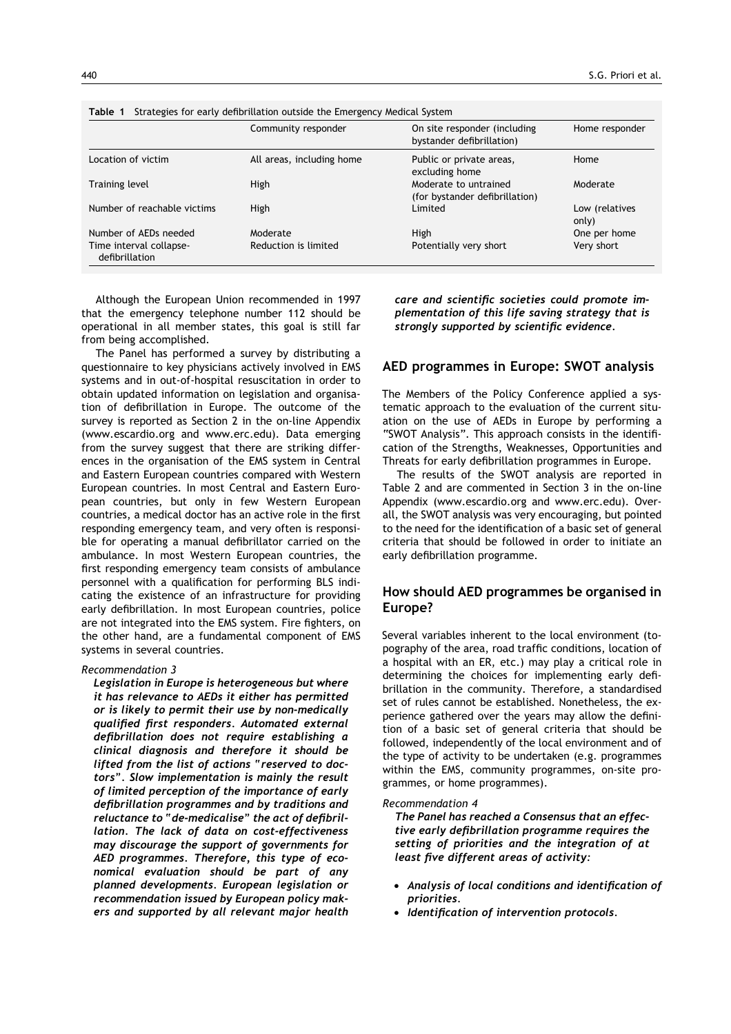**Table 1** Strategies for early defibrillation outside the Emergency Medical System

| | Community responder | On site responder (including bystander defibrillation) | Home responder |
|---|---|---|---|
| Location of victim | All areas, including home | Public or private areas, excluding home | Home |
| Training level | High | Moderate to untrained (for bystander defibrillation) | Moderate |
| Number of reachable victims | High | Limited | Low (relatives only) |
| Number of AEDs needed | Moderate | High | One per home |
| Time interval collapse-defibrillation | Reduction is limited | Potentially very short | Very short |

Although the European Union recommended in 1997 that the emergency telephone number 112 should be operational in all member states, this goal is still far from being accomplished.

The Panel has performed a survey by distributing a questionnaire to key physicians actively involved in EMS systems and in out-of-hospital resuscitation in order to obtain updated information on legislation and organisation of defibrillation in Europe. The outcome of the survey is reported as Section 2 in the on-line Appendix (www.escardio.org and www.erc.edu). Data emerging from the survey suggest that there are striking differences in the organisation of the EMS system in Central and Eastern European countries compared with Western European countries. In most Central and Eastern European countries, but only in few Western European countries, a medical doctor has an active role in the first responding emergency team, and very often is responsible for operating a manual defibrillator carried on the ambulance. In most Western European countries, the first responding emergency team consists of ambulance personnel with a qualification for performing BLS indicating the existence of an infrastructure for providing early defibrillation. In most European countries, police are not integrated into the EMS system. Fire fighters, on the other hand, are a fundamental component of EMS systems in several countries.

*Recommendation 3*

***Legislation in Europe is heterogeneous but where it has relevance to AEDs it either has permitted or is likely to permit their use by non-medically qualified first responders. Automated external defibrillation does not require establishing a clinical diagnosis and therefore it should be lifted from the list of actions "reserved to doctors". Slow implementation is mainly the result of limited perception of the importance of early defibrillation programmes and by traditions and reluctance to "de-medicalise" the act of defibrillation. The lack of data on cost-effectiveness may discourage the support of governments for AED programmes. Therefore, this type of economical evaluation should be part of any planned developments. European legislation or recommendation issued by European policy makers and supported by all relevant major health care and scientific societies could promote implementation of this life saving strategy that is strongly supported by scientific evidence.***

## AED programmes in Europe: SWOT analysis

The Members of the Policy Conference applied a systematic approach to the evaluation of the current situation on the use of AEDs in Europe by performing a "SWOT Analysis". This approach consists in the identification of the Strengths, Weaknesses, Opportunities and Threats for early defibrillation programmes in Europe.

The results of the SWOT analysis are reported in Table 2 and are commented in Section 3 in the on-line Appendix (www.escardio.org and www.erc.edu). Overall, the SWOT analysis was very encouraging, but pointed to the need for the identification of a basic set of general criteria that should be followed in order to initiate an early defibrillation programme.

## How should AED programmes be organised in Europe?

Several variables inherent to the local environment (topography of the area, road traffic conditions, location of a hospital with an ER, etc.) may play a critical role in determining the choices for implementing early defibrillation in the community. Therefore, a standardised set of rules cannot be established. Nonetheless, the experience gathered over the years may allow the definition of a basic set of general criteria that should be followed, independently of the local environment and of the type of activity to be undertaken (e.g. programmes within the EMS, community programmes, on-site programmes, or home programmes).

*Recommendation 4*

***The Panel has reached a Consensus that an effective early defibrillation programme requires the setting of priorities and the integration of at least five different areas of activity:***

- ***Analysis of local conditions and identification of priorities.***
- ***Identification of intervention protocols.***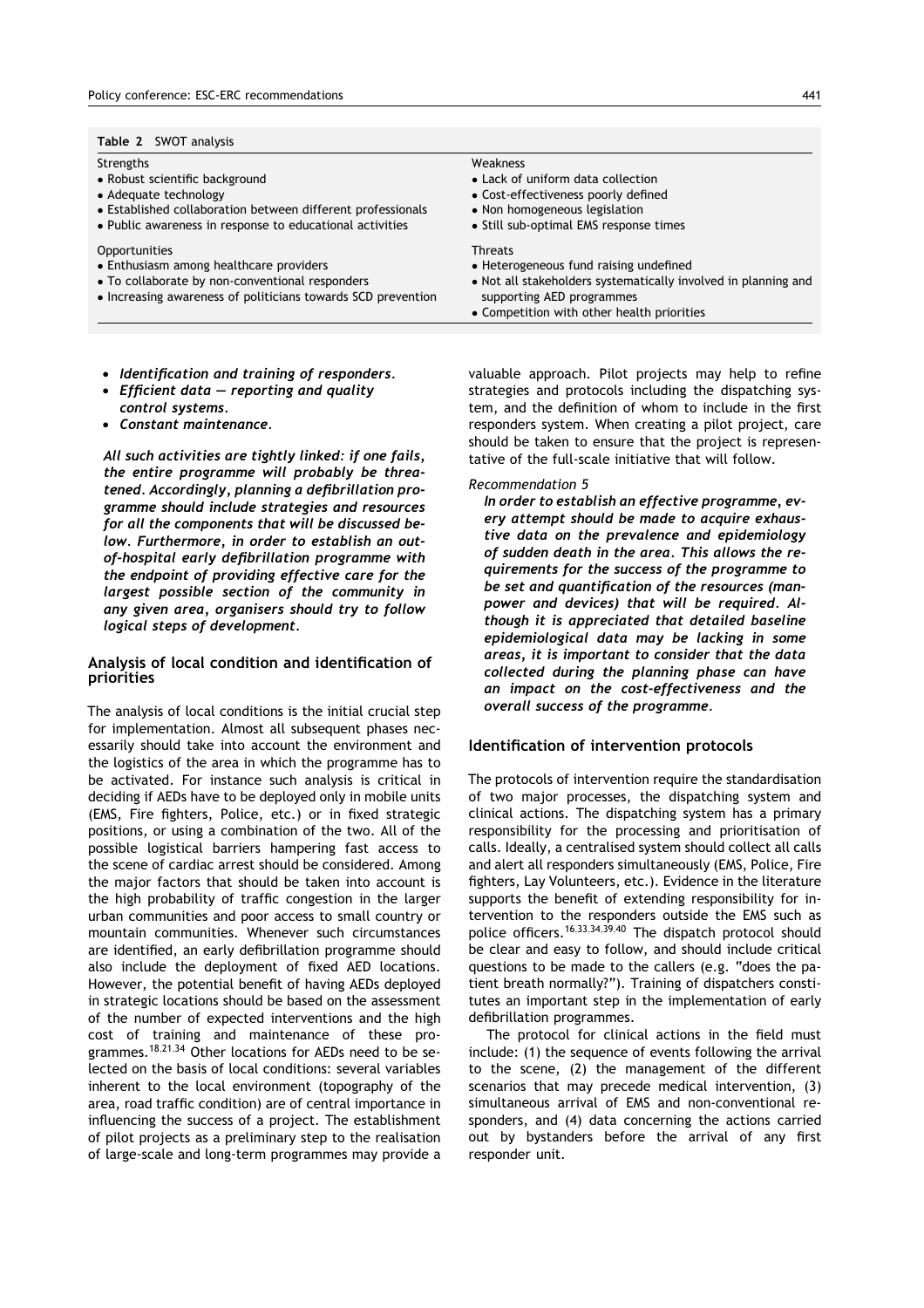**Table 2** SWOT analysis

| | |
|---|---|
| Strengths | Weakness |
| • Robust scientific background<br>• Adequate technology<br>• Established collaboration between different professionals<br>• Public awareness in response to educational activities | • Lack of uniform data collection<br>• Cost-effectiveness poorly defined<br>• Non homogeneous legislation<br>• Still sub-optimal EMS response times |
| Opportunities | Threats |
| • Enthusiasm among healthcare providers<br>• To collaborate by non-conventional responders<br>• Increasing awareness of politicians towards SCD prevention | • Heterogeneous fund raising undefined<br>• Not all stakeholders systematically involved in planning and supporting AED programmes<br>• Competition with other health priorities |

- ***Identification and training of responders.***
- ***Efficient data — reporting and quality control systems.***
- ***Constant maintenance.***

***All such activities are tightly linked: if one fails, the entire programme will probably be threatened. Accordingly, planning a defibrillation programme should include strategies and resources for all the components that will be discussed below. Furthermore, in order to establish an out-of-hospital early defibrillation programme with the endpoint of providing effective care for the largest possible section of the community in any given area, organisers should try to follow logical steps of development.***

## Analysis of local condition and identification of priorities

The analysis of local conditions is the initial crucial step for implementation. Almost all subsequent phases necessarily should take into account the environment and the logistics of the area in which the programme has to be activated. For instance such analysis is critical in deciding if AEDs have to be deployed only in mobile units (EMS, Fire fighters, Police, etc.) or in fixed strategic positions, or using a combination of the two. All of the possible logistical barriers hampering fast access to the scene of cardiac arrest should be considered. Among the major factors that should be taken into account is the high probability of traffic congestion in the larger urban communities and poor access to small country or mountain communities. Whenever such circumstances are identified, an early defibrillation programme should also include the deployment of fixed AED locations. However, the potential benefit of having AEDs deployed in strategic locations should be based on the assessment of the number of expected interventions and the high cost of training and maintenance of these programmes.[18,21,34] Other locations for AEDs need to be selected on the basis of local conditions: several variables inherent to the local environment (topography of the area, road traffic condition) are of central importance in influencing the success of a project. The establishment of pilot projects as a preliminary step to the realisation of large-scale and long-term programmes may provide a valuable approach. Pilot projects may help to refine strategies and protocols including the dispatching system, and the definition of whom to include in the first responders system. When creating a pilot project, care should be taken to ensure that the project is representative of the full-scale initiative that will follow.

*Recommendation 5*

***In order to establish an effective programme, every attempt should be made to acquire exhaustive data on the prevalence and epidemiology of sudden death in the area. This allows the requirements for the success of the programme to be set and quantification of the resources (manpower and devices) that will be required. Although it is appreciated that detailed baseline epidemiological data may be lacking in some areas, it is important to consider that the data collected during the planning phase can have an impact on the cost-effectiveness and the overall success of the programme.***

## Identification of intervention protocols

The protocols of intervention require the standardisation of two major processes, the dispatching system and clinical actions. The dispatching system has a primary responsibility for the processing and prioritisation of calls. Ideally, a centralised system should collect all calls and alert all responders simultaneously (EMS, Police, Fire fighters, Lay Volunteers, etc.). Evidence in the literature supports the benefit of extending responsibility for intervention to the responders outside the EMS such as police officers.[16,33,34,39,40] The dispatch protocol should be clear and easy to follow, and should include critical questions to be made to the callers (e.g. "does the patient breath normally?"). Training of dispatchers constitutes an important step in the implementation of early defibrillation programmes.

The protocol for clinical actions in the field must include: (1) the sequence of events following the arrival to the scene, (2) the management of the different scenarios that may precede medical intervention, (3) simultaneous arrival of EMS and non-conventional responders, and (4) data concerning the actions carried out by bystanders before the arrival of any first responder unit.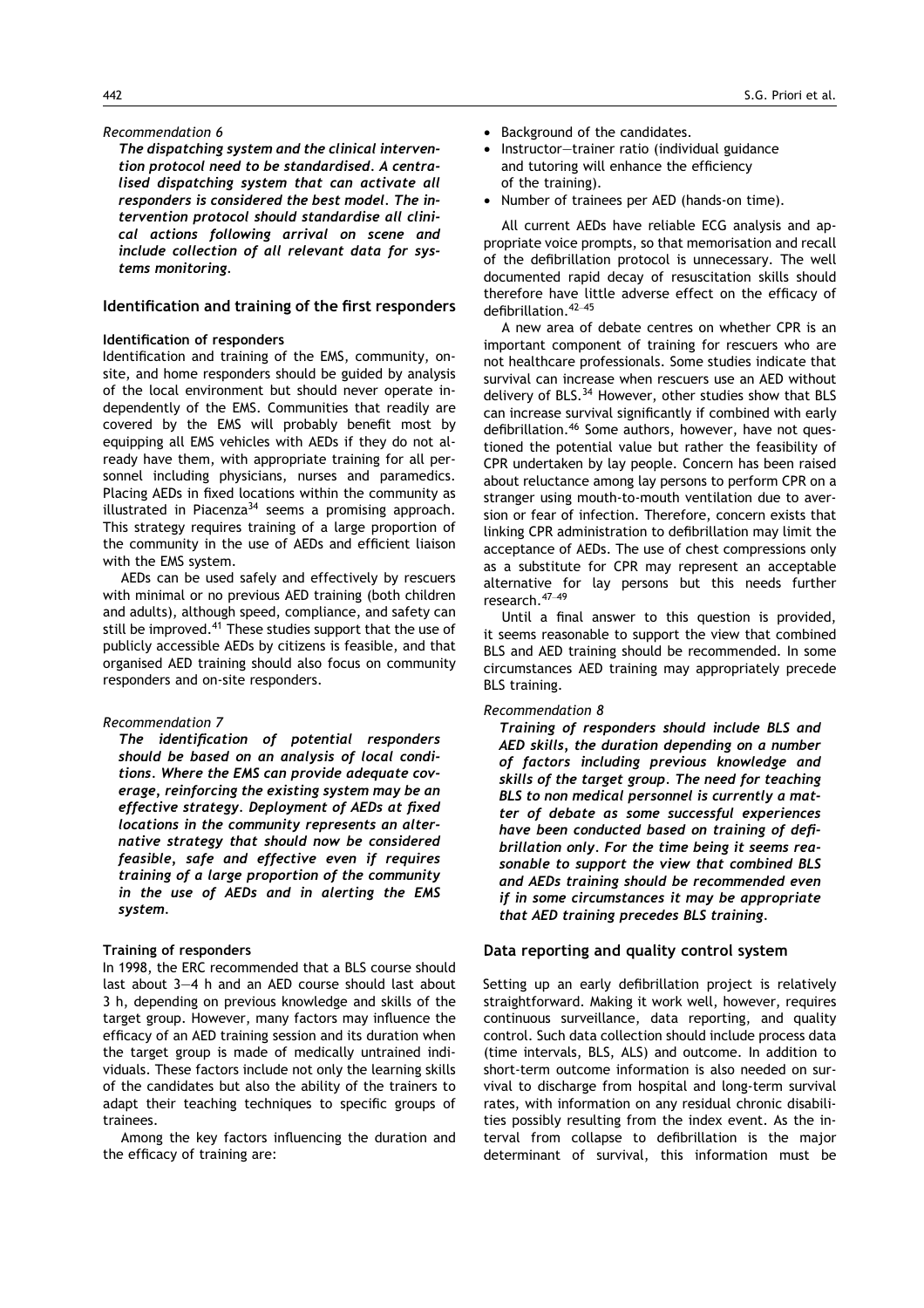*Recommendation 6*

***The dispatching system and the clinical intervention protocol need to be standardised. A centralised dispatching system that can activate all responders is considered the best model. The intervention protocol should standardise all clinical actions following arrival on scene and include collection of all relevant data for systems monitoring.***

## Identification and training of the first responders

### Identification of responders

Identification and training of the EMS, community, on-site, and home responders should be guided by analysis of the local environment but should never operate independently of the EMS. Communities that readily are covered by the EMS will probably benefit most by equipping all EMS vehicles with AEDs if they do not already have them, with appropriate training for all personnel including physicians, nurses and paramedics. Placing AEDs in fixed locations within the community as illustrated in Piacenza[34] seems a promising approach. This strategy requires training of a large proportion of the community in the use of AEDs and efficient liaison with the EMS system.

AEDs can be used safely and effectively by rescuers with minimal or no previous AED training (both children and adults), although speed, compliance, and safety can still be improved.[41] These studies support that the use of publicly accessible AEDs by citizens is feasible, and that organised AED training should also focus on community responders and on-site responders.

*Recommendation 7*

***The identification of potential responders should be based on an analysis of local conditions. Where the EMS can provide adequate coverage, reinforcing the existing system may be an effective strategy. Deployment of AEDs at fixed locations in the community represents an alternative strategy that should now be considered feasible, safe and effective even if requires training of a large proportion of the community in the use of AEDs and in alerting the EMS system.***

### Training of responders

In 1998, the ERC recommended that a BLS course should last about 3—4 h and an AED course should last about 3 h, depending on previous knowledge and skills of the target group. However, many factors may influence the efficacy of an AED training session and its duration when the target group is made of medically untrained individuals. These factors include not only the learning skills of the candidates but also the ability of the trainers to adapt their teaching techniques to specific groups of trainees.

Among the key factors influencing the duration and the efficacy of training are:

- Background of the candidates.
- Instructor—trainer ratio (individual guidance and tutoring will enhance the efficiency of the training).
- Number of trainees per AED (hands-on time).

All current AEDs have reliable ECG analysis and appropriate voice prompts, so that memorisation and recall of the defibrillation protocol is unnecessary. The well documented rapid decay of resuscitation skills should therefore have little adverse effect on the efficacy of defibrillation.[42—45]

A new area of debate centres on whether CPR is an important component of training for rescuers who are not healthcare professionals. Some studies indicate that survival can increase when rescuers use an AED without delivery of BLS.[34] However, other studies show that BLS can increase survival significantly if combined with early defibrillation.[46] Some authors, however, have not questioned the potential value but rather the feasibility of CPR undertaken by lay people. Concern has been raised about reluctance among lay persons to perform CPR on a stranger using mouth-to-mouth ventilation due to aversion or fear of infection. Therefore, concern exists that linking CPR administration to defibrillation may limit the acceptance of AEDs. The use of chest compressions only as a substitute for CPR may represent an acceptable alternative for lay persons but this needs further research.[47—49]

Until a final answer to this question is provided, it seems reasonable to support the view that combined BLS and AED training should be recommended. In some circumstances AED training may appropriately precede BLS training.

*Recommendation 8*

***Training of responders should include BLS and AED skills, the duration depending on a number of factors including previous knowledge and skills of the target group. The need for teaching BLS to non medical personnel is currently a matter of debate as some successful experiences have been conducted based on training of defibrillation only. For the time being it seems reasonable to support the view that combined BLS and AEDs training should be recommended even if in some circumstances it may be appropriate that AED training precedes BLS training.***

## Data reporting and quality control system

Setting up an early defibrillation project is relatively straightforward. Making it work well, however, requires continuous surveillance, data reporting, and quality control. Such data collection should include process data (time intervals, BLS, ALS) and outcome. In addition to short-term outcome information is also needed on survival to discharge from hospital and long-term survival rates, with information on any residual chronic disabilities possibly resulting from the index event. As the interval from collapse to defibrillation is the major determinant of survival, this information must be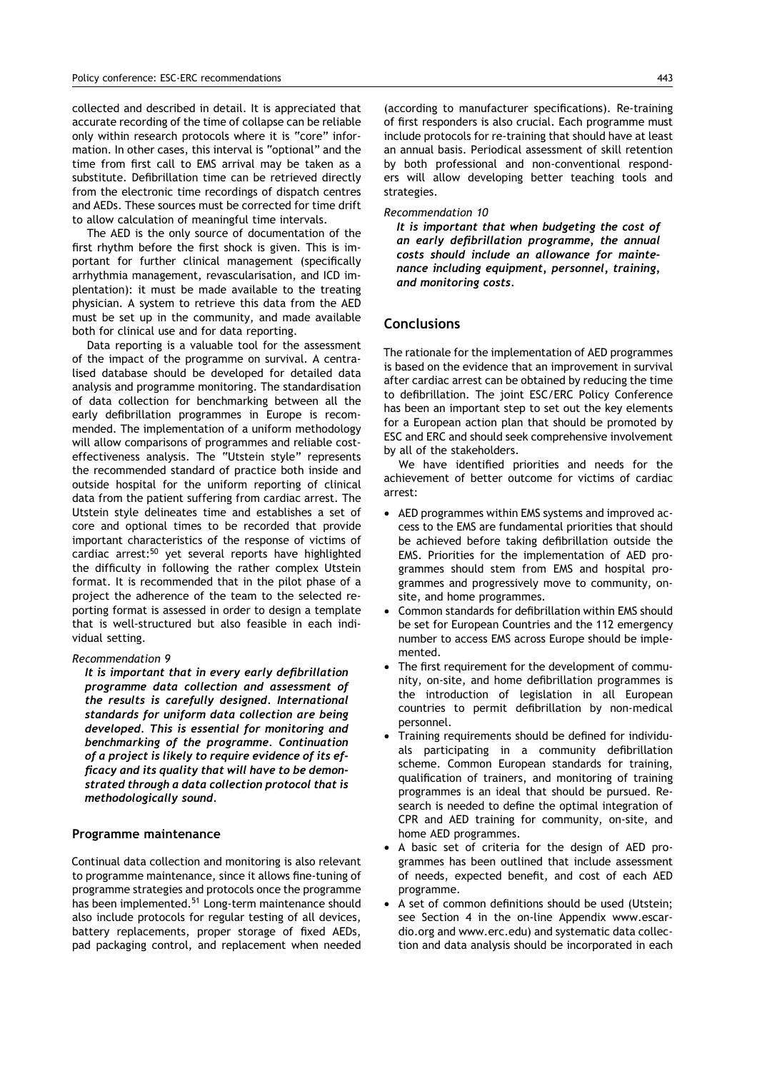collected and described in detail. It is appreciated that accurate recording of the time of collapse can be reliable only within research protocols where it is "core" information. In other cases, this interval is "optional" and the time from first call to EMS arrival may be taken as a substitute. Defibrillation time can be retrieved directly from the electronic time recordings of dispatch centres and AEDs. These sources must be corrected for time drift to allow calculation of meaningful time intervals.

The AED is the only source of documentation of the first rhythm before the first shock is given. This is important for further clinical management (specifically arrhythmia management, revascularisation, and ICD implantation): it must be made available to the treating physician. A system to retrieve this data from the AED must be set up in the community, and made available both for clinical use and for data reporting.

Data reporting is a valuable tool for the assessment of the impact of the programme on survival. A centralised database should be developed for detailed data analysis and programme monitoring. The standardisation of data collection for benchmarking between all the early defibrillation programmes in Europe is recommended. The implementation of a uniform methodology will allow comparisons of programmes and reliable cost-effectiveness analysis. The "Utstein style" represents the recommended standard of practice both inside and outside hospital for the uniform reporting of clinical data from the patient suffering from cardiac arrest. The Utstein style delineates time and establishes a set of core and optional times to be recorded that provide important characteristics of the response of victims of cardiac arrest:[50] yet several reports have highlighted the difficulty in following the rather complex Utstein format. It is recommended that in the pilot phase of a project the adherence of the team to the selected reporting format is assessed in order to design a template that is well-structured but also feasible in each individual setting.

*Recommendation 9*

***It is important that in every early defibrillation programme data collection and assessment of the results is carefully designed. International standards for uniform data collection are being developed. This is essential for monitoring and benchmarking of the programme. Continuation of a project is likely to require evidence of its efficacy and its quality that will have to be demonstrated through a data collection protocol that is methodologically sound.***

### Programme maintenance

Continual data collection and monitoring is also relevant to programme maintenance, since it allows fine-tuning of programme strategies and protocols once the programme has been implemented.[51] Long-term maintenance should also include protocols for regular testing of all devices, battery replacements, proper storage of fixed AEDs, pad packaging control, and replacement when needed (according to manufacturer specifications). Re-training of first responders is also crucial. Each programme must include protocols for re-training that should have at least an annual basis. Periodical assessment of skill retention by both professional and non-conventional responders will allow developing better teaching tools and strategies.

*Recommendation 10*

***It is important that when budgeting the cost of an early defibrillation programme, the annual costs should include an allowance for maintenance including equipment, personnel, training, and monitoring costs.***

## Conclusions

The rationale for the implementation of AED programmes is based on the evidence that an improvement in survival after cardiac arrest can be obtained by reducing the time to defibrillation. The joint ESC/ERC Policy Conference has been an important step to set out the key elements for a European action plan that should be promoted by ESC and ERC and should seek comprehensive involvement by all of the stakeholders.

We have identified priorities and needs for the achievement of better outcome for victims of cardiac arrest:

- AED programmes within EMS systems and improved access to the EMS are fundamental priorities that should be achieved before taking defibrillation outside the EMS. Priorities for the implementation of AED programmes should stem from EMS and hospital programmes and progressively move to community, on-site, and home programmes.
- Common standards for defibrillation within EMS should be set for European Countries and the 112 emergency number to access EMS across Europe should be implemented.
- The first requirement for the development of community, on-site, and home defibrillation programmes is the introduction of legislation in all European countries to permit defibrillation by non-medical personnel.
- Training requirements should be defined for individuals participating in a community defibrillation scheme. Common European standards for training, qualification of trainers, and monitoring of training programmes is an ideal that should be pursued. Research is needed to define the optimal integration of CPR and AED training for community, on-site, and home AED programmes.
- A basic set of criteria for the design of AED programmes has been outlined that include assessment of needs, expected benefit, and cost of each AED programme.
- A set of common definitions should be used (Utstein; see Section 4 in the on-line Appendix www.escardio.org and www.erc.edu) and systematic data collection and data analysis should be incorporated in each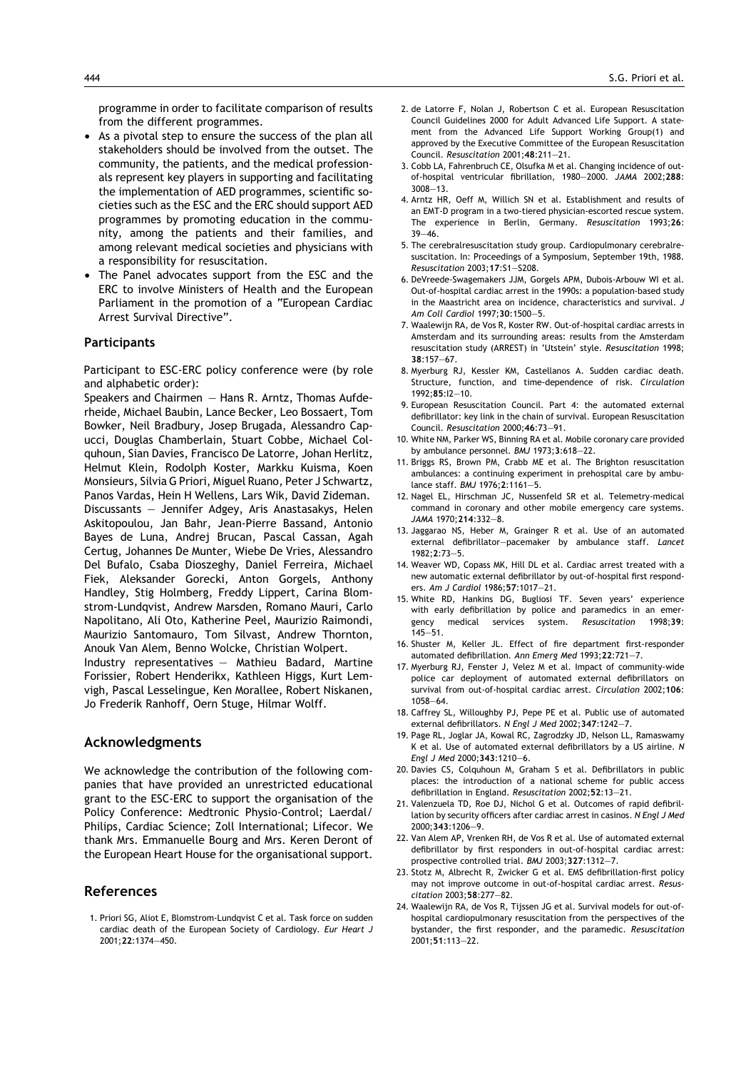programme in order to facilitate comparison of results from the different programmes.

- As a pivotal step to ensure the success of the plan all stakeholders should be involved from the outset. The community, the patients, and the medical professionals represent key players in supporting and facilitating the implementation of AED programmes, scientific societies such as the ESC and the ERC should support AED programmes by promoting education in the community, among the patients and their families, and among relevant medical societies and physicians with a responsibility for resuscitation.
- The Panel advocates support from the ESC and the ERC to involve Ministers of Health and the European Parliament in the promotion of a "European Cardiac Arrest Survival Directive".

### Participants

Participant to ESC-ERC policy conference were (by role and alphabetic order):

Speakers and Chairmen — Hans R. Arntz, Thomas Aufderheide, Michael Baubin, Lance Becker, Leo Bossaert, Tom Bowker, Neil Bradbury, Josep Brugada, Alessandro Capucci, Douglas Chamberlain, Stuart Cobbe, Michael Colquhoun, Sian Davies, Francisco De Latorre, Johan Herlitz, Helmut Klein, Rodolph Koster, Markku Kuisma, Koen Monsieurs, Silvia G Priori, Miguel Ruano, Peter J Schwartz, Panos Vardas, Hein H Wellens, Lars Wik, David Zideman.

Discussants — Jennifer Adgey, Aris Anastasakys, Helen Askitopoulou, Jan Bahr, Jean-Pierre Bassand, Antonio Bayes de Luna, Andrej Brucan, Pascal Cassan, Agah Certug, Johannes De Munter, Wiebe De Vries, Alessandro Del Bufalo, Csaba Dioszeghy, Daniel Ferreira, Michael Fiek, Aleksander Gorecki, Anton Gorgels, Anthony Handley, Stig Holmberg, Freddy Lippert, Carina Blomstrom-Lundqvist, Andrew Marsden, Romano Mauri, Carlo Napolitano, Ali Oto, Katherine Peel, Maurizio Raimondi, Maurizio Santomauro, Tom Silvast, Andrew Thornton, Anouk Van Alem, Benno Wolcke, Christian Wolpert.

Industry representatives — Mathieu Badard, Martine Forissier, Robert Henderikx, Kathleen Higgs, Kurt Lemvigh, Pascal Lesselingue, Ken Morallee, Robert Niskanen, Jo Frederik Ranhoff, Oern Stuge, Hilmar Wolff.

## Acknowledgments

We acknowledge the contribution of the following companies that have provided an unrestricted educational grant to the ESC-ERC to support the organisation of the Policy Conference: Medtronic Physio-Control; Laerdal/Philips, Cardiac Science; Zoll International; Lifecor. We thank Mrs. Emmanuelle Bourg and Mrs. Keren Deront of the European Heart House for the organisational support.

## References

1. Priori SG, Aliot E, Blomstrom-Lundqvist C et al. Task force on sudden cardiac death of the European Society of Cardiology. *Eur Heart J* 2001;**22**:1374—450.
2. de Latorre F, Nolan J, Robertson C et al. European Resuscitation Council Guidelines 2000 for Adult Advanced Life Support. A statement from the Advanced Life Support Working Group(1) and approved by the Executive Committee of the European Resuscitation Council. *Resuscitation* 2001;**48**:211—21.
3. Cobb LA, Fahrenbruch CE, Olsufka M et al. Changing incidence of out-of-hospital ventricular fibrillation, 1980—2000. *JAMA* 2002;**288**:3008—13.
4. Arntz HR, Oeff M, Willich SN et al. Establishment and results of an EMT-D program in a two-tiered physician-escorted rescue system. The experience in Berlin, Germany. *Resuscitation* 1993;**26**:39—46.
5. The cerebralresuscitation study group. Cardiopulmonary cerebralresuscitation. In: Proceedings of a Symposium, September 19th, 1988. *Resuscitation* 2003;**17**:S1—S208.
6. DeVreede-Swagemakers JJM, Gorgels APM, Dubois-Arbouw WI et al. Out-of-hospital cardiac arrest in the 1990s: a population-based study in the Maastricht area on incidence, characteristics and survival. *J Am Coll Cardiol* 1997;**30**:1500—5.
7. Waalewijn RA, de Vos R, Koster RW. Out-of-hospital cardiac arrests in Amsterdam and its surrounding areas: results from the Amsterdam resuscitation study (ARREST) in 'Utstein' style. *Resuscitation* 1998;**38**:157—67.
8. Myerburg RJ, Kessler KM, Castellanos A. Sudden cardiac death. Structure, function, and time-dependence of risk. *Circulation* 1992;**85**:I2—10.
9. European Resuscitation Council. Part 4: the automated external defibrillator: key link in the chain of survival. European Resuscitation Council. *Resuscitation* 2000;**46**:73—91.
10. White NM, Parker WS, Binning RA et al. Mobile coronary care provided by ambulance personnel. *BMJ* 1973;**3**:618—22.
11. Briggs RS, Brown PM, Crabb ME et al. The Brighton resuscitation ambulances: a continuing experiment in prehospital care by ambulance staff. *BMJ* 1976;**2**:1161—5.
12. Nagel EL, Hirschman JC, Nussenfeld SR et al. Telemetry-medical command in coronary and other mobile emergency care systems. *JAMA* 1970;**214**:332—8.
13. Jaggarao NS, Heber M, Grainger R et al. Use of an automated external defibrillator—pacemaker by ambulance staff. *Lancet* 1982;**2**:73—5.
14. Weaver WD, Copass MK, Hill DL et al. Cardiac arrest treated with a new automatic external defibrillator by out-of-hospital first responders. *Am J Cardiol* 1986;**57**:1017—21.
15. White RD, Hankins DG, Bugliosi TF. Seven years' experience with early defibrillation by police and paramedics in an emergency medical services system. *Resuscitation* 1998;**39**:145—51.
16. Shuster M, Keller JL. Effect of fire department first-responder automated defibrillation. *Ann Emerg Med* 1993;**22**:721—7.
17. Myerburg RJ, Fenster J, Velez M et al. Impact of community-wide police car deployment of automated external defibrillators on survival from out-of-hospital cardiac arrest. *Circulation* 2002;**106**:1058—64.
18. Caffrey SL, Willoughby PJ, Pepe PE et al. Public use of automated external defibrillators. *N Engl J Med* 2002;**347**:1242—7.
19. Page RL, Joglar JA, Kowal RC, Zagrodzky JD, Nelson LL, Ramaswamy K et al. Use of automated external defibrillators by a US airline. *N Engl J Med* 2000;**343**:1210—6.
20. Davies CS, Colquhoun M, Graham S et al. Defibrillators in public places: the introduction of a national scheme for public access defibrillation in England. *Resuscitation* 2002;**52**:13—21.
21. Valenzuela TD, Roe DJ, Nichol G et al. Outcomes of rapid defibrillation by security officers after cardiac arrest in casinos. *N Engl J Med* 2000;**343**:1206—9.
22. Van Alem AP, Vrenken RH, de Vos R et al. Use of automated external defibrillator by first responders in out-of-hospital cardiac arrest: prospective controlled trial. *BMJ* 2003;**327**:1312—7.
23. Stotz M, Albrecht R, Zwicker G et al. EMS defibrillation-first policy may not improve outcome in out-of-hospital cardiac arrest. *Resuscitation* 2003;**58**:277—82.
24. Waalewijn RA, de Vos R, Tijssen JG et al. Survival models for out-of-hospital cardiopulmonary resuscitation from the perspectives of the bystander, the first responder, and the paramedic. *Resuscitation* 2001;**51**:113—22.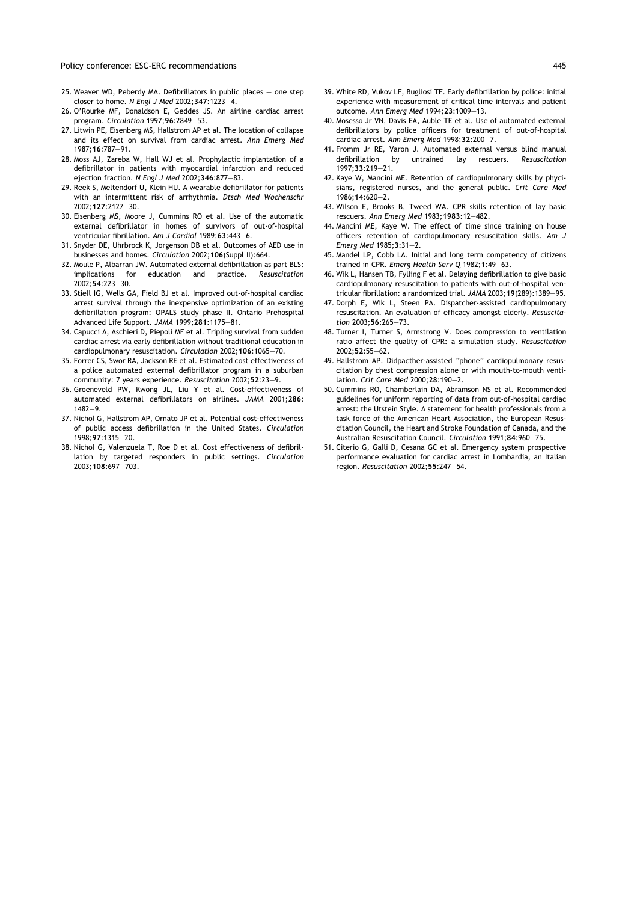25. Weaver WD, Peberdy MA. Defibrillators in public places — one step closer to home. *N Engl J Med* 2002;**347**:1223—4.
26. O'Rourke MF, Donaldson E, Geddes JS. An airline cardiac arrest program. *Circulation* 1997;**96**:2849—53.
27. Litwin PE, Eisenberg MS, Hallstrom AP et al. The location of collapse and its effect on survival from cardiac arrest. *Ann Emerg Med* 1987;**16**:787—91.
28. Moss AJ, Zareba W, Hall WJ et al. Prophylactic implantation of a defibrillator in patients with myocardial infarction and reduced ejection fraction. *N Engl J Med* 2002;**346**:877—83.
29. Reek S, Meltendorf U, Klein HU. A wearable defibrillator for patients with an intermittent risk of arrhythmia. *Dtsch Med Wochenschr* 2002;**127**:2127—30.
30. Eisenberg MS, Moore J, Cummins RO et al. Use of the automatic external defibrillator in homes of survivors of out-of-hospital ventricular fibrillation. *Am J Cardiol* 1989;**63**:443—6.
31. Snyder DE, Uhrbrock K, Jorgenson DB et al. Outcomes of AED use in businesses and homes. *Circulation* 2002;**106**(Suppl II):664.
32. Moule P, Albarran JW. Automated external defibrillation as part BLS: implications for education and practice. *Resuscitation* 2002;**54**:223—30.
33. Stiell IG, Wells GA, Field BJ et al. Improved out-of-hospital cardiac arrest survival through the inexpensive optimization of an existing defibrillation program: OPALS study phase II. Ontario Prehospital Advanced Life Support. *JAMA* 1999;**281**:1175—81.
34. Capucci A, Aschieri D, Piepoli MF et al. Tripling survival from sudden cardiac arrest via early defibrillation without traditional education in cardiopulmonary resuscitation. *Circulation* 2002;**106**:1065—70.
35. Forrer CS, Swor RA, Jackson RE et al. Estimated cost effectiveness of a police automated external defibrillator program in a suburban community: 7 years experience. *Resuscitation* 2002;**52**:23—9.
36. Groeneveld PW, Kwong JL, Liu Y et al. Cost-effectiveness of automated external defibrillators on airlines. *JAMA* 2001;**286**: 1482—9.
37. Nichol G, Hallstrom AP, Ornato JP et al. Potential cost-effectiveness of public access defibrillation in the United States. *Circulation* 1998;**97**:1315—20.
38. Nichol G, Valenzuela T, Roe D et al. Cost effectiveness of defibrillation by targeted responders in public settings. *Circulation* 2003;**108**:697—703.
39. White RD, Vukov LF, Bugliosi TF. Early defibrillation by police: initial experience with measurement of critical time intervals and patient outcome. *Ann Emerg Med* 1994;**23**:1009—13.
40. Mosesso Jr VN, Davis EA, Auble TE et al. Use of automated external defibrillators by police officers for treatment of out-of-hospital cardiac arrest. *Ann Emerg Med* 1998;**32**:200—7.
41. Fromm Jr RE, Varon J. Automated external versus blind manual defibrillation by untrained lay rescuers. *Resuscitation* 1997;**33**:219—21.
42. Kaye W, Mancini ME. Retention of cardiopulmonary skills by phycisians, registered nurses, and the general public. *Crit Care Med* 1986;**14**:620—2.
43. Wilson E, Brooks B, Tweed WA. CPR skills retention of lay basic rescuers. *Ann Emerg Med* 1983;**1983**:12—482.
44. Mancini ME, Kaye W. The effect of time since training on house officers retention of cardiopulmonary resuscitation skills. *Am J Emerg Med* 1985;**3**:31—2.
45. Mandel LP, Cobb LA. Initial and long term competency of citizens trained in CPR. *Emerg Health Serv Q* 1982;**1**:49—63.
46. Wik L, Hansen TB, Fylling F et al. Delaying defibrillation to give basic cardiopulmonary resuscitation to patients with out-of-hospital ventricular fibrillation: a randomized trial. *JAMA* 2003;**19**(289):1389—95.
47. Dorph E, Wik L, Steen PA. Dispatcher-assisted cardiopulmonary resuscitation. An evaluation of efficacy amongst elderly. *Resuscitation* 2003;**56**:265—73.
48. Turner I, Turner S, Armstrong V. Does compression to ventilation ratio affect the quality of CPR: a simulation study. *Resuscitation* 2002;**52**:55—62.
49. Hallstrom AP. Didpacther-assisted "phone" cardiopulmonary resuscitation by chest compression alone or with mouth-to-mouth ventilation. *Crit Care Med* 2000;**28**:190—2.
50. Cummins RO, Chamberlain DA, Abramson NS et al. Recommended guidelines for uniform reporting of data from out-of-hospital cardiac arrest: the Utstein Style. A statement for health professionals from a task force of the American Heart Association, the European Resuscitation Council, the Heart and Stroke Foundation of Canada, and the Australian Resuscitation Council. *Circulation* 1991;**84**:960—75.
51. Citerio G, Galli D, Cesana GC et al. Emergency system prospective performance evaluation for cardiac arrest in Lombardia, an Italian region. *Resuscitation* 2002;**55**:247—54.